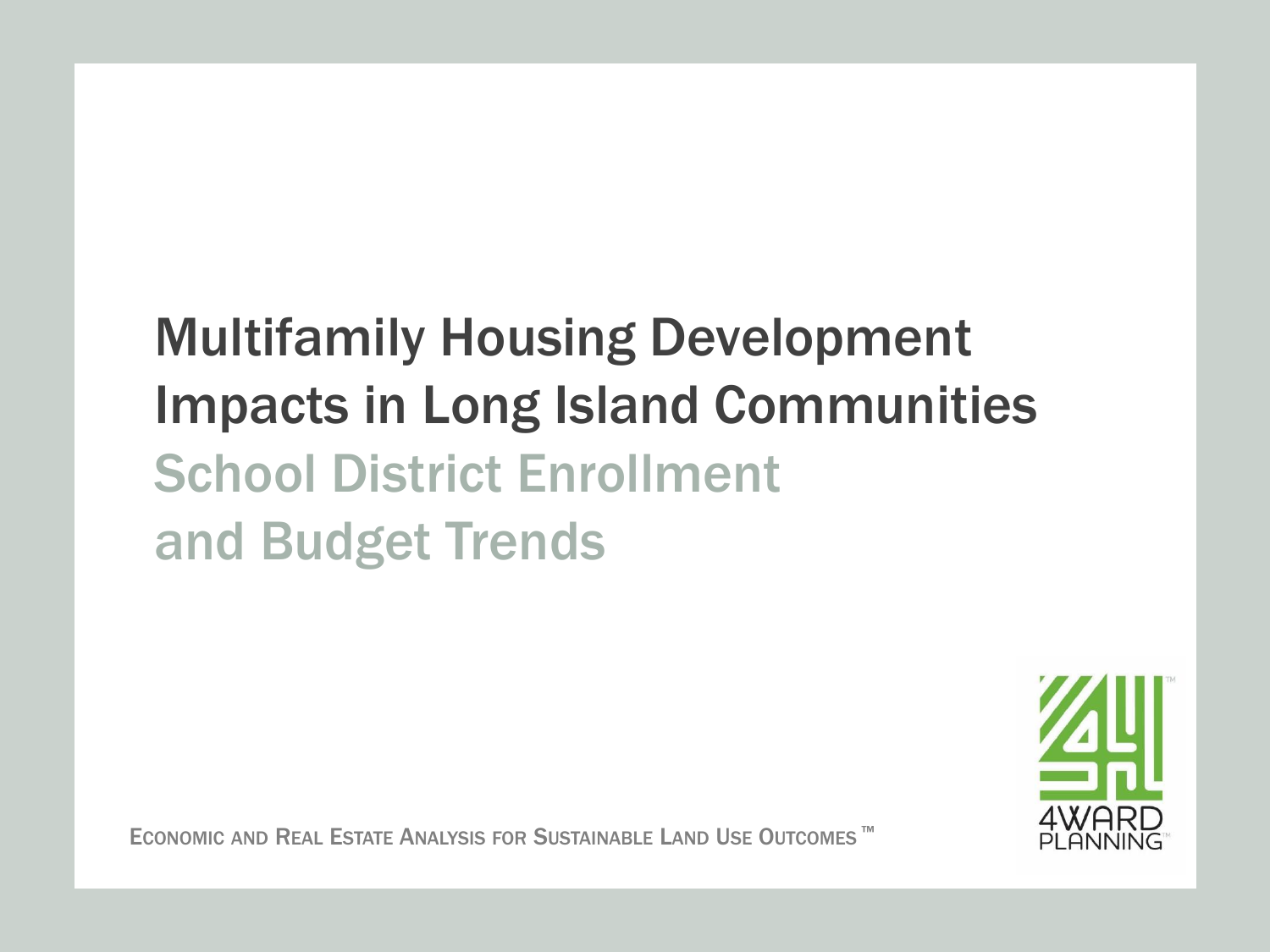# Multifamily Housing Development Impacts in Long Island Communities

## School District Enrollment and Budget Trends

Economic and Real Estate Analysis for Sustainable Land Use Outcomes ™

4WARD PLANNING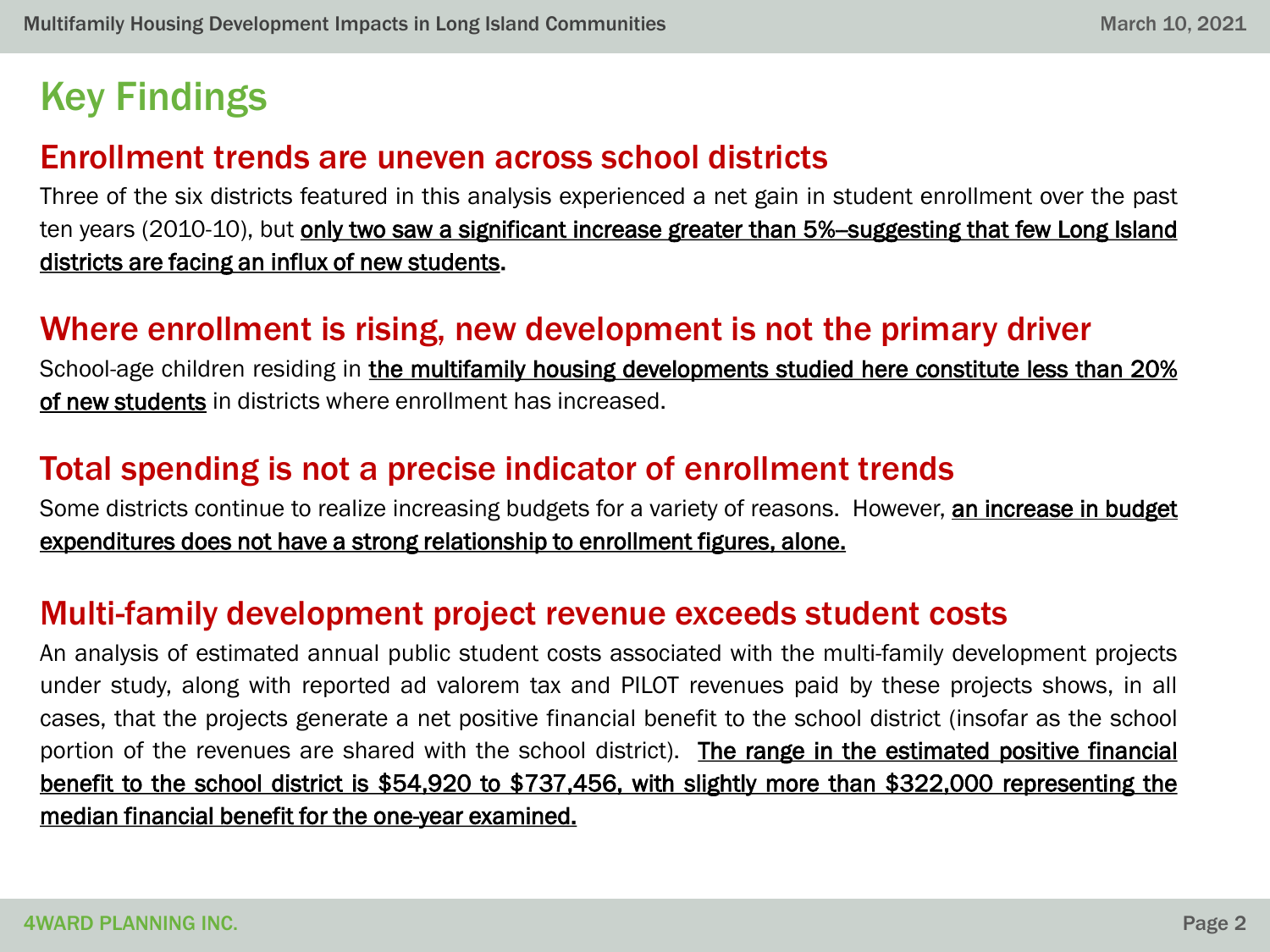# Key Findings

## Enrollment trends are uneven across school districts

Three of the six districts featured in this analysis experienced a net gain in student enrollment over the past ten years (2010-10), but only two saw a significant increase greater than 5%–suggesting that few Long Island districts are facing an influx of new students.

## Where enrollment is rising, new development is not the primary driver

School-age children residing in the multifamily housing developments studied here constitute less than 20% of new students in districts where enrollment has increased.

## Total spending is not a precise indicator of enrollment trends

Some districts continue to realize increasing budgets for a variety of reasons. However, an increase in budget expenditures does not have a strong relationship to enrollment figures, alone.

## Multi-family development project revenue exceeds student costs

An analysis of estimated annual public student costs associated with the multi-family development projects under study, along with reported ad valorem tax and PILOT revenues paid by these projects shows, in all cases, that the projects generate a net positive financial benefit to the school district (insofar as the school portion of the revenues are shared with the school district). The range in the estimated positive financial benefit to the school district is $54,920 to $737,456, with slightly more than $322,000 representing the median financial benefit for the one-year examined.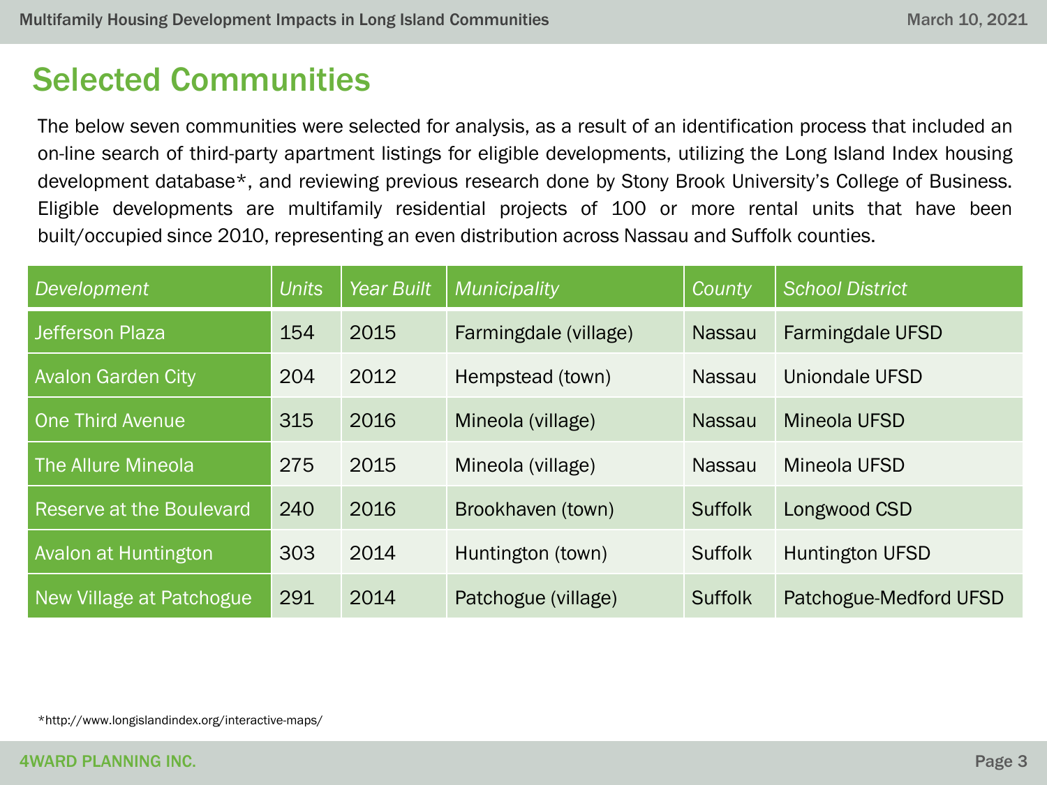## Selected Communities

The below seven communities were selected for analysis, as a result of an identification process that included an on-line search of third-party apartment listings for eligible developments, utilizing the Long Island Index housing development database*, and reviewing previous research done by Stony Brook University's College of Business. Eligible developments are multifamily residential projects of 100 or more rental units that have been built/occupied since 2010, representing an even distribution across Nassau and Suffolk counties.

| *Development* | *Units* | *Year Built* | *Municipality* | *County* | *School District* |
|---|---|---|---|---|---|
| Jefferson Plaza | 154 | 2015 | Farmingdale (village) | Nassau | Farmingdale UFSD |
| Avalon Garden City | 204 | 2012 | Hempstead (town) | Nassau | Uniondale UFSD |
| One Third Avenue | 315 | 2016 | Mineola (village) | Nassau | Mineola UFSD |
| The Allure Mineola | 275 | 2015 | Mineola (village) | Nassau | Mineola UFSD |
| Reserve at the Boulevard | 240 | 2016 | Brookhaven (town) | Suffolk | Longwood CSD |
| Avalon at Huntington | 303 | 2014 | Huntington (town) | Suffolk | Huntington UFSD |
| New Village at Patchogue | 291 | 2014 | Patchogue (village) | Suffolk | Patchogue-Medford UFSD |

*http://www.longislandindex.org/interactive-maps/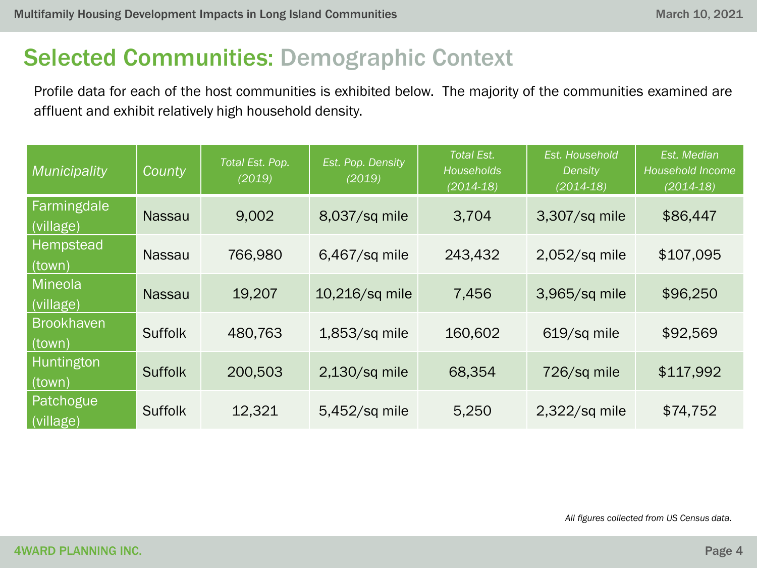# Selected Communities: Demographic Context

Profile data for each of the host communities is exhibited below. The majority of the communities examined are affluent and exhibit relatively high household density.

| *Municipality* | *County* | *Total Est. Pop. (2019)* | *Est. Pop. Density (2019)* | *Total Est. Households (2014-18)* | *Est. Household Density (2014-18)* | *Est. Median Household Income (2014-18)* |
|---|---|---|---|---|---|---|
| Farmingdale (village) | Nassau | 9,002 | 8,037/sq mile | 3,704 | 3,307/sq mile | $86,447 |
| Hempstead (town) | Nassau | 766,980 | 6,467/sq mile | 243,432 | 2,052/sq mile | $107,095 |
| Mineola (village) | Nassau | 19,207 | 10,216/sq mile | 7,456 | 3,965/sq mile | $96,250 |
| Brookhaven (town) | Suffolk | 480,763 | 1,853/sq mile | 160,602 | 619/sq mile | $92,569 |
| Huntington (town) | Suffolk | 200,503 | 2,130/sq mile | 68,354 | 726/sq mile | $117,992 |
| Patchogue (village) | Suffolk | 12,321 | 5,452/sq mile | 5,250 | 2,322/sq mile | $74,752 |

*All figures collected from US Census data.*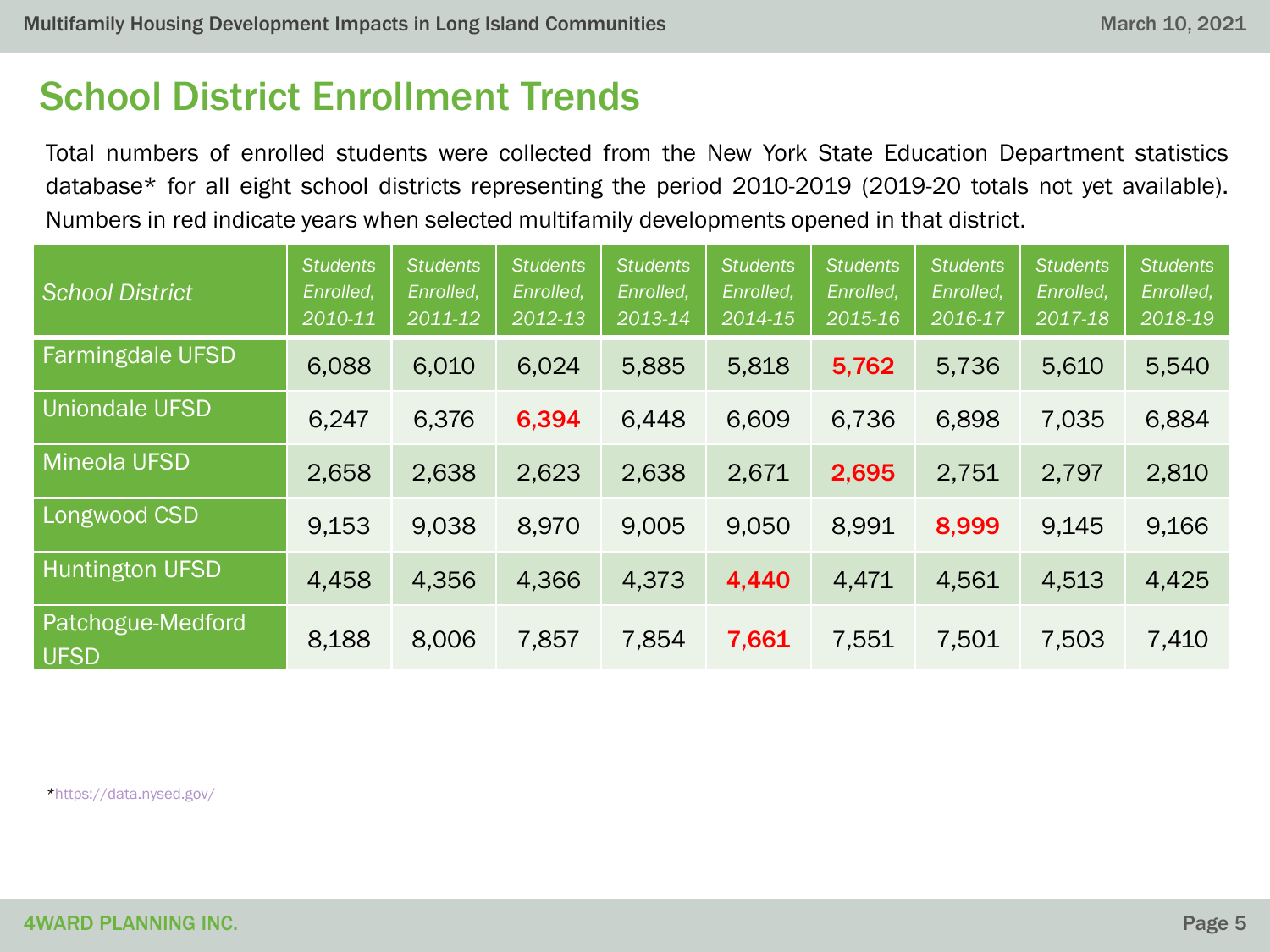## School District Enrollment Trends

Total numbers of enrolled students were collected from the New York State Education Department statistics database* for all eight school districts representing the period 2010-2019 (2019-20 totals not yet available). Numbers in red indicate years when selected multifamily developments opened in that district.

| *School District* | *Students Enrolled, 2010-11* | *Students Enrolled, 2011-12* | *Students Enrolled, 2012-13* | *Students Enrolled, 2013-14* | *Students Enrolled, 2014-15* | *Students Enrolled, 2015-16* | *Students Enrolled, 2016-17* | *Students Enrolled, 2017-18* | *Students Enrolled, 2018-19* |
|---|---|---|---|---|---|---|---|---|---|
| Farmingdale UFSD | 6,088 | 6,010 | 6,024 | 5,885 | 5,818 | **5,762** | 5,736 | 5,610 | 5,540 |
| Uniondale UFSD | 6,247 | 6,376 | **6,394** | 6,448 | 6,609 | 6,736 | 6,898 | 7,035 | 6,884 |
| Mineola UFSD | 2,658 | 2,638 | 2,623 | 2,638 | 2,671 | **2,695** | 2,751 | 2,797 | 2,810 |
| Longwood CSD | 9,153 | 9,038 | 8,970 | 9,005 | 9,050 | 8,991 | **8,999** | 9,145 | 9,166 |
| Huntington UFSD | 4,458 | 4,356 | 4,366 | 4,373 | **4,440** | 4,471 | 4,561 | 4,513 | 4,425 |
| Patchogue-Medford UFSD | 8,188 | 8,006 | 7,857 | 7,854 | **7,661** | 7,551 | 7,501 | 7,503 | 7,410 |

*https://data.nysed.gov/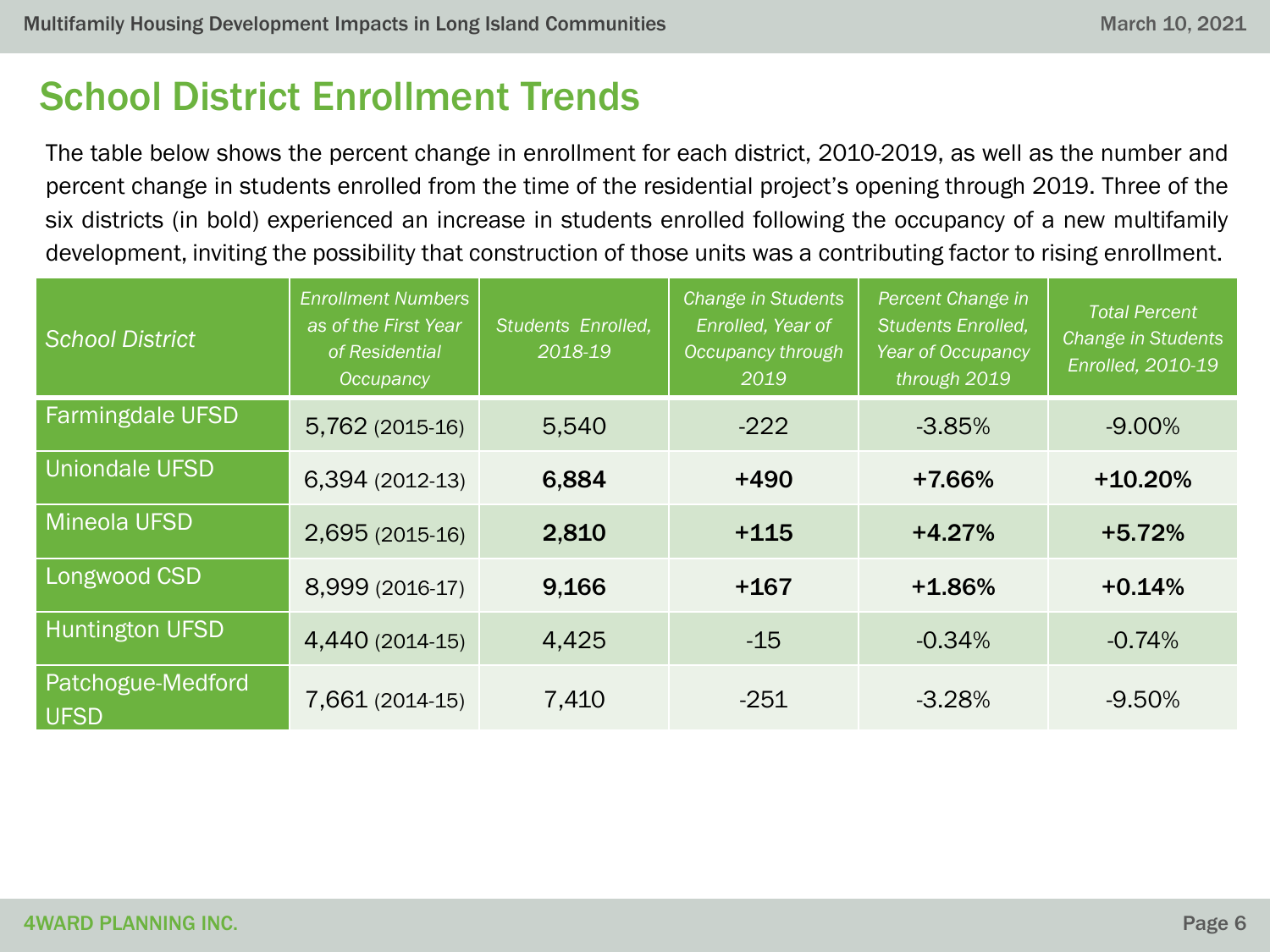## School District Enrollment Trends

The table below shows the percent change in enrollment for each district, 2010-2019, as well as the number and percent change in students enrolled from the time of the residential project's opening through 2019. Three of the six districts (in bold) experienced an increase in students enrolled following the occupancy of a new multifamily development, inviting the possibility that construction of those units was a contributing factor to rising enrollment.

| *School District* | *Enrollment Numbers as of the First Year of Residential Occupancy* | *Students Enrolled, 2018-19* | *Change in Students Enrolled, Year of Occupancy through 2019* | *Percent Change in Students Enrolled, Year of Occupancy through 2019* | *Total Percent Change in Students Enrolled, 2010-19* |
|---|---|---|---|---|---|
| Farmingdale UFSD | 5,762 (2015-16) | 5,540 | -222 | -3.85% | -9.00% |
| Uniondale UFSD | 6,394 (2012-13) | **6,884** | **+490** | **+7.66%** | **+10.20%** |
| Mineola UFSD | 2,695 (2015-16) | **2,810** | **+115** | **+4.27%** | **+5.72%** |
| Longwood CSD | 8,999 (2016-17) | **9,166** | **+167** | **+1.86%** | **+0.14%** |
| Huntington UFSD | 4,440 (2014-15) | 4,425 | -15 | -0.34% | -0.74% |
| Patchogue-Medford UFSD | 7,661 (2014-15) | 7,410 | -251 | -3.28% | -9.50% |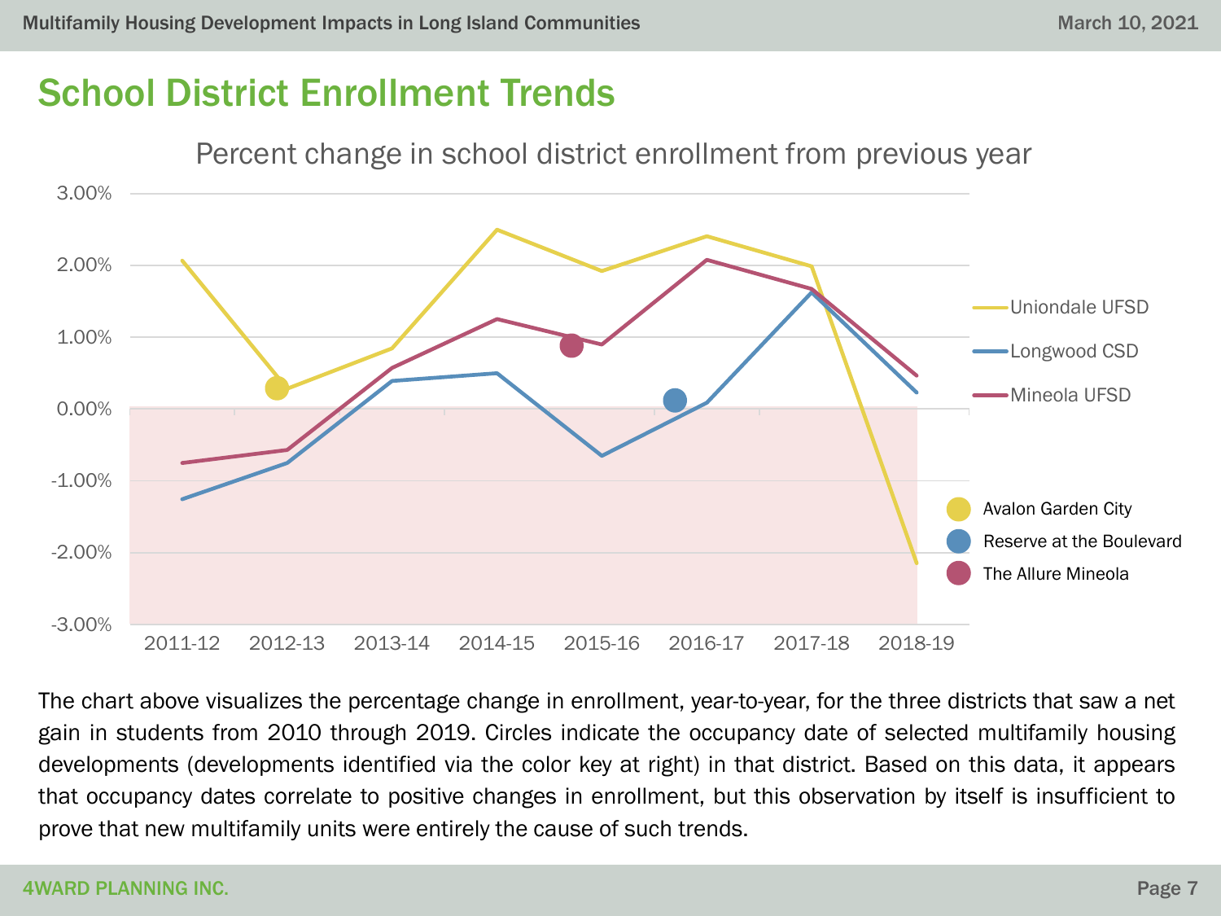## School District Enrollment Trends

Percent change in school district enrollment from previous year

The chart above visualizes the percentage change in enrollment, year-to-year, for the three districts that saw a net gain in students from 2010 through 2019. Circles indicate the occupancy date of selected multifamily housing developments (developments identified via the color key at right) in that district. Based on this data, it appears that occupancy dates correlate to positive changes in enrollment, but this observation by itself is insufficient to prove that new multifamily units were entirely the cause of such trends.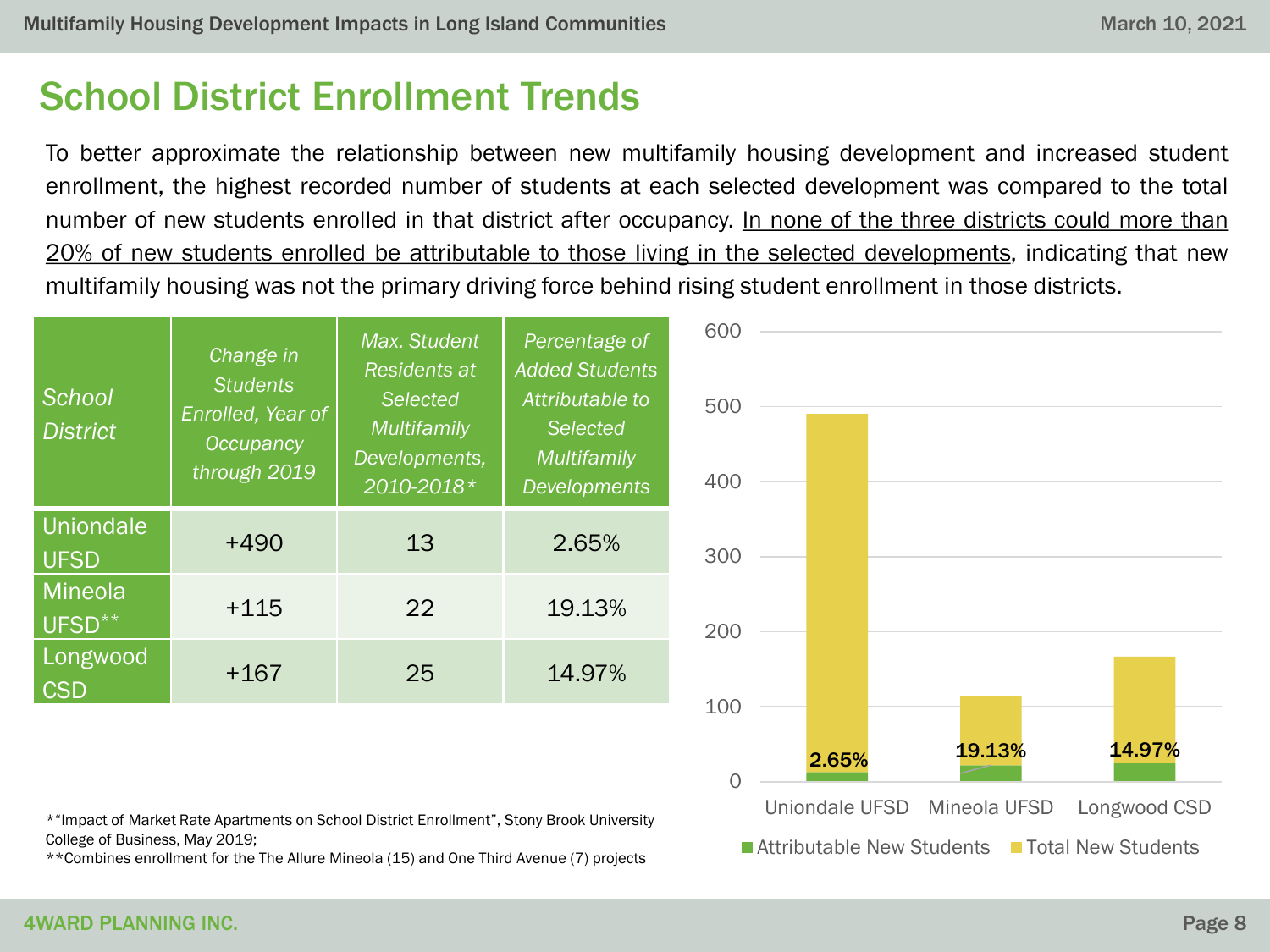## School District Enrollment Trends

To better approximate the relationship between new multifamily housing development and increased student enrollment, the highest recorded number of students at each selected development was compared to the total number of new students enrolled in that district after occupancy. <u>In none of the three districts could more than 20% of new students enrolled be attributable to those living in the selected developments</u>, indicating that new multifamily housing was not the primary driving force behind rising student enrollment in those districts.

| *School District* | *Change in Students Enrolled, Year of Occupancy through 2019* | *Max. Student Residents at Selected Multifamily Developments, 2010-2018\** | *Percentage of Added Students Attributable to Selected Multifamily Developments* |
|---|---|---|---|
| Uniondale UFSD | +490 | 13 | 2.65% |
| Mineola UFSD** | +115 | 22 | 19.13% |
| Longwood CSD | +167 | 25 | 14.97% |

*"Impact of Market Rate Apartments on School District Enrollment", Stony Brook University College of Business, May 2019;
**Combines enrollment for the The Allure Mineola (15) and One Third Avenue (7) projects

| | Attributable New Students | Total New Students | Label |
|---|---|---|---|
| Uniondale UFSD | 13 | 490 | 2.65% |
| Mineola UFSD | 22 | 115 | 19.13% |
| Longwood CSD | 25 | 167 | 14.97% |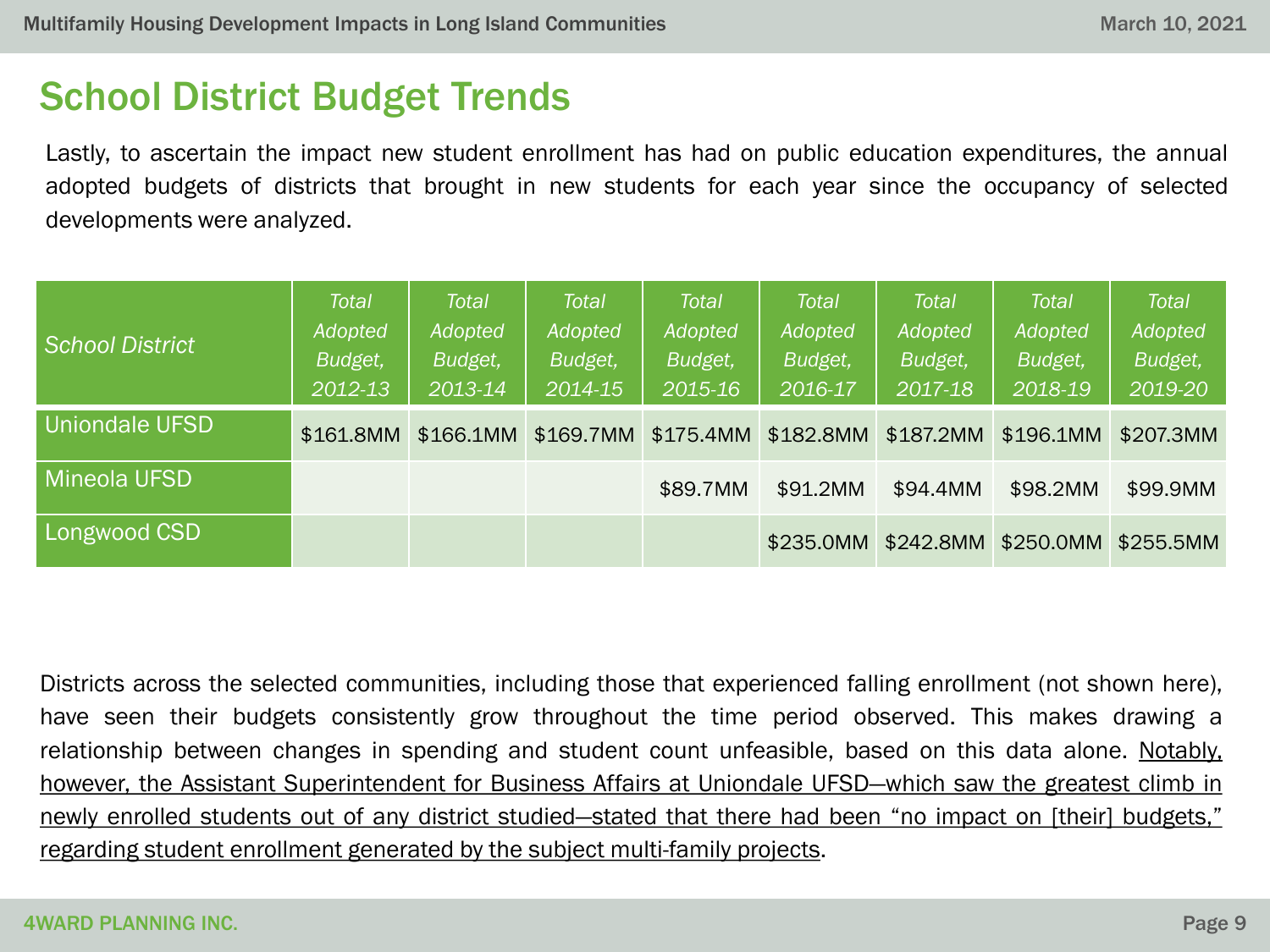## School District Budget Trends

Lastly, to ascertain the impact new student enrollment has had on public education expenditures, the annual adopted budgets of districts that brought in new students for each year since the occupancy of selected developments were analyzed.

| *School District* | *Total Adopted Budget, 2012-13* | *Total Adopted Budget, 2013-14* | *Total Adopted Budget, 2014-15* | *Total Adopted Budget, 2015-16* | *Total Adopted Budget, 2016-17* | *Total Adopted Budget, 2017-18* | *Total Adopted Budget, 2018-19* | *Total Adopted Budget, 2019-20* |
|---|---|---|---|---|---|---|---|---|
| Uniondale UFSD | $161.8MM | $166.1MM | $169.7MM | $175.4MM | $182.8MM | $187.2MM | $196.1MM | $207.3MM |
| Mineola UFSD | | | | $89.7MM | $91.2MM | $94.4MM | $98.2MM | $99.9MM |
| Longwood CSD | | | | | $235.0MM | $242.8MM | $250.0MM | $255.5MM |

Districts across the selected communities, including those that experienced falling enrollment (not shown here), have seen their budgets consistently grow throughout the time period observed. This makes drawing a relationship between changes in spending and student count unfeasible, based on this data alone. <u>Notably, however, the Assistant Superintendent for Business Affairs at Uniondale UFSD—which saw the greatest climb in newly enrolled students out of any district studied—stated that there had been "no impact on [their] budgets," regarding student enrollment generated by the subject multi-family projects</u>.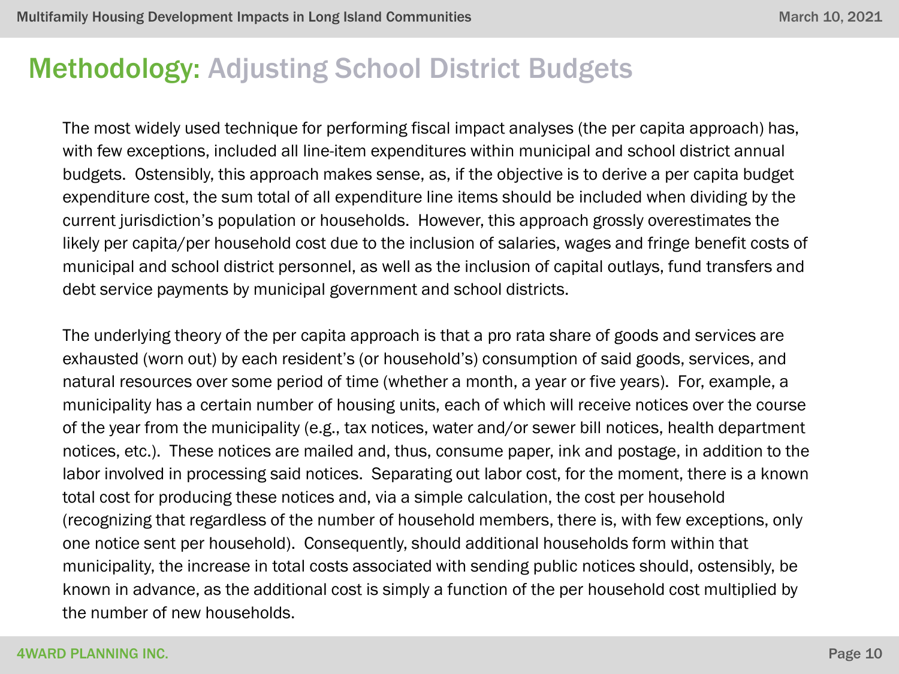# Methodology: Adjusting School District Budgets

The most widely used technique for performing fiscal impact analyses (the per capita approach) has, with few exceptions, included all line-item expenditures within municipal and school district annual budgets. Ostensibly, this approach makes sense, as, if the objective is to derive a per capita budget expenditure cost, the sum total of all expenditure line items should be included when dividing by the current jurisdiction's population or households. However, this approach grossly overestimates the likely per capita/per household cost due to the inclusion of salaries, wages and fringe benefit costs of municipal and school district personnel, as well as the inclusion of capital outlays, fund transfers and debt service payments by municipal government and school districts.

The underlying theory of the per capita approach is that a pro rata share of goods and services are exhausted (worn out) by each resident's (or household's) consumption of said goods, services, and natural resources over some period of time (whether a month, a year or five years). For, example, a municipality has a certain number of housing units, each of which will receive notices over the course of the year from the municipality (e.g., tax notices, water and/or sewer bill notices, health department notices, etc.). These notices are mailed and, thus, consume paper, ink and postage, in addition to the labor involved in processing said notices. Separating out labor cost, for the moment, there is a known total cost for producing these notices and, via a simple calculation, the cost per household (recognizing that regardless of the number of household members, there is, with few exceptions, only one notice sent per household). Consequently, should additional households form within that municipality, the increase in total costs associated with sending public notices should, ostensibly, be known in advance, as the additional cost is simply a function of the per household cost multiplied by the number of new households.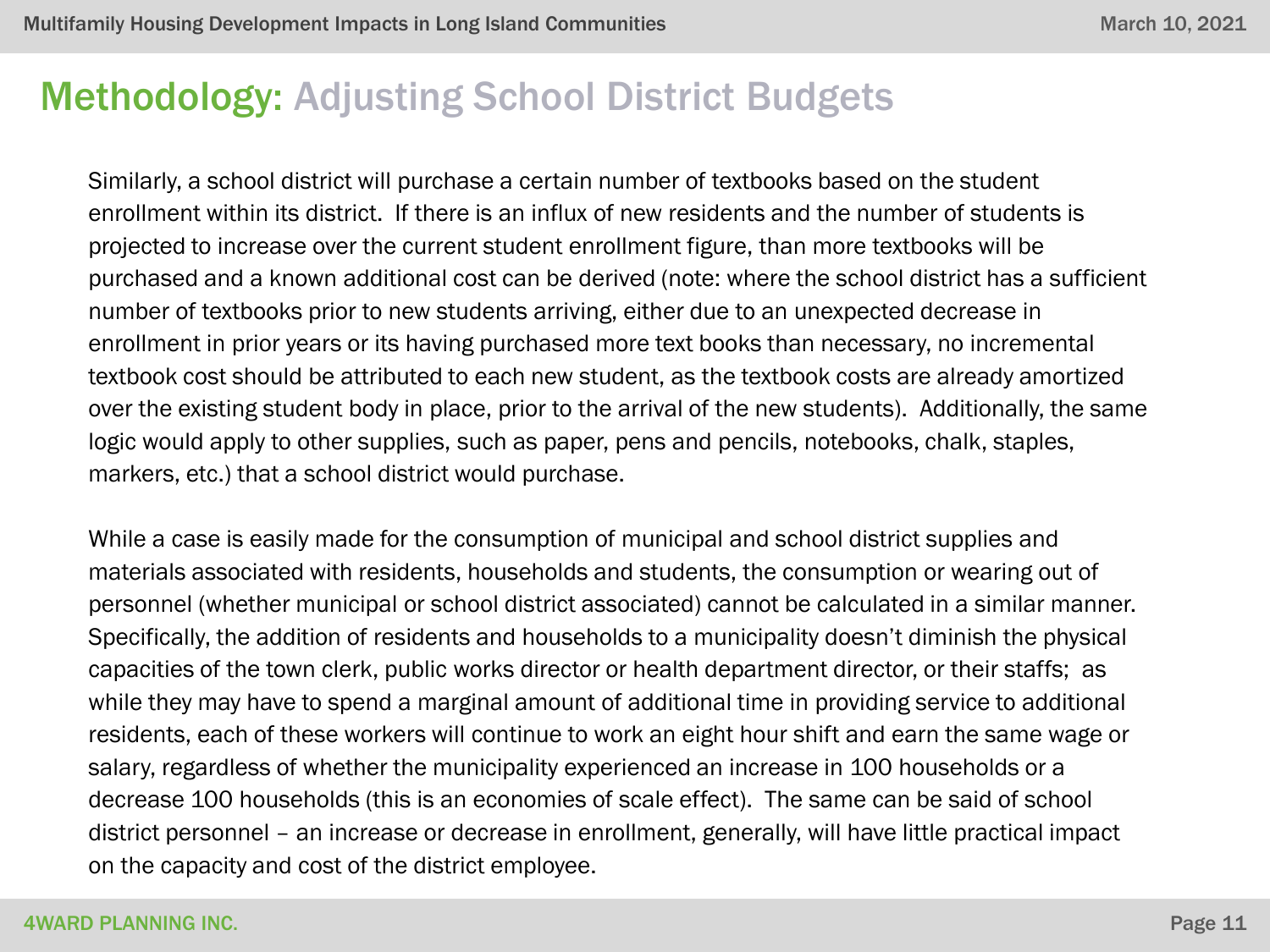## Methodology: Adjusting School District Budgets

Similarly, a school district will purchase a certain number of textbooks based on the student enrollment within its district. If there is an influx of new residents and the number of students is projected to increase over the current student enrollment figure, than more textbooks will be purchased and a known additional cost can be derived (note: where the school district has a sufficient number of textbooks prior to new students arriving, either due to an unexpected decrease in enrollment in prior years or its having purchased more text books than necessary, no incremental textbook cost should be attributed to each new student, as the textbook costs are already amortized over the existing student body in place, prior to the arrival of the new students). Additionally, the same logic would apply to other supplies, such as paper, pens and pencils, notebooks, chalk, staples, markers, etc.) that a school district would purchase.

While a case is easily made for the consumption of municipal and school district supplies and materials associated with residents, households and students, the consumption or wearing out of personnel (whether municipal or school district associated) cannot be calculated in a similar manner. Specifically, the addition of residents and households to a municipality doesn't diminish the physical capacities of the town clerk, public works director or health department director, or their staffs; as while they may have to spend a marginal amount of additional time in providing service to additional residents, each of these workers will continue to work an eight hour shift and earn the same wage or salary, regardless of whether the municipality experienced an increase in 100 households or a decrease 100 households (this is an economies of scale effect). The same can be said of school district personnel – an increase or decrease in enrollment, generally, will have little practical impact on the capacity and cost of the district employee.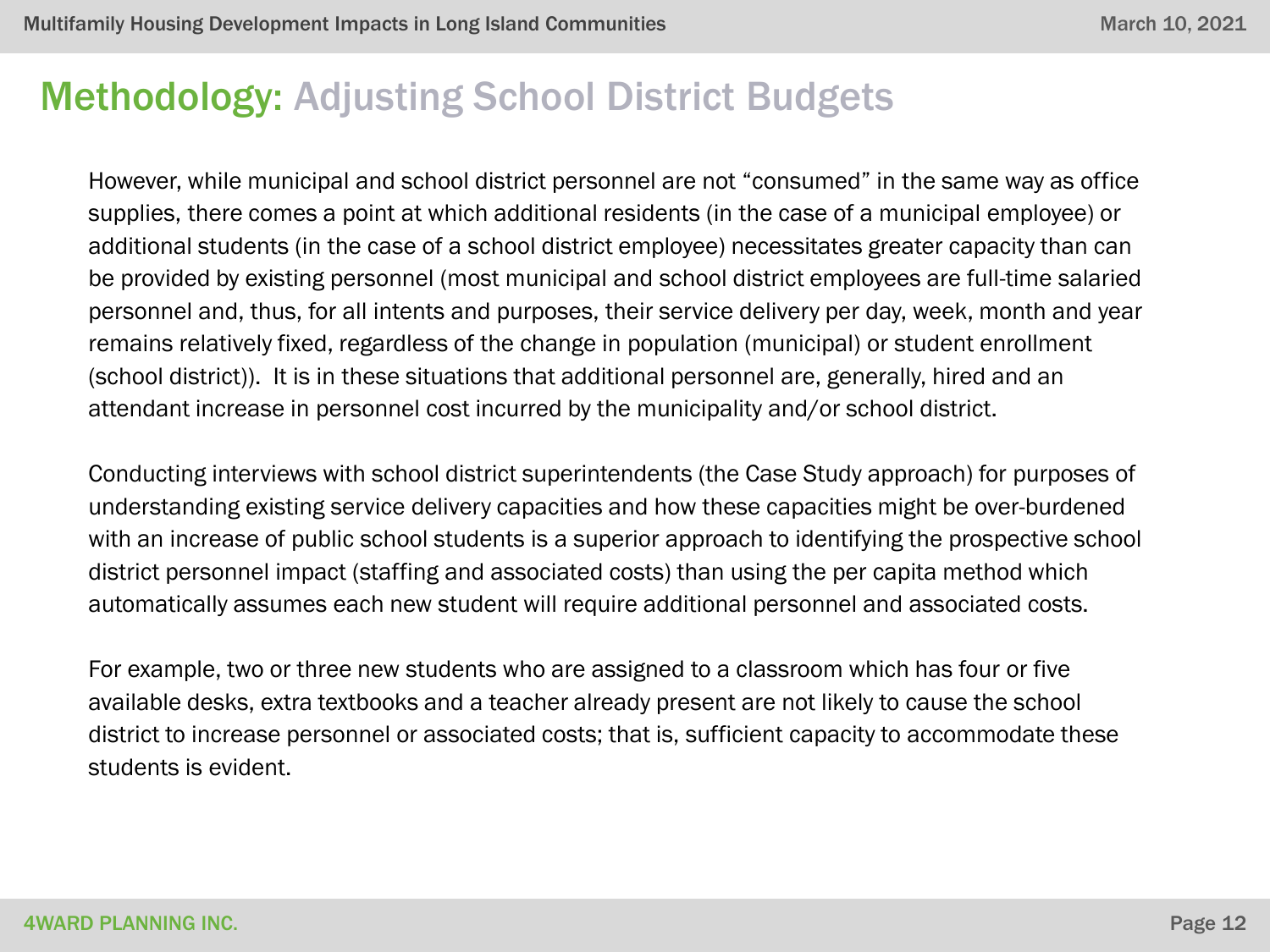## Methodology: Adjusting School District Budgets

However, while municipal and school district personnel are not “consumed” in the same way as office supplies, there comes a point at which additional residents (in the case of a municipal employee) or additional students (in the case of a school district employee) necessitates greater capacity than can be provided by existing personnel (most municipal and school district employees are full-time salaried personnel and, thus, for all intents and purposes, their service delivery per day, week, month and year remains relatively fixed, regardless of the change in population (municipal) or student enrollment (school district)). It is in these situations that additional personnel are, generally, hired and an attendant increase in personnel cost incurred by the municipality and/or school district.

Conducting interviews with school district superintendents (the Case Study approach) for purposes of understanding existing service delivery capacities and how these capacities might be over-burdened with an increase of public school students is a superior approach to identifying the prospective school district personnel impact (staffing and associated costs) than using the per capita method which automatically assumes each new student will require additional personnel and associated costs.

For example, two or three new students who are assigned to a classroom which has four or five available desks, extra textbooks and a teacher already present are not likely to cause the school district to increase personnel or associated costs; that is, sufficient capacity to accommodate these students is evident.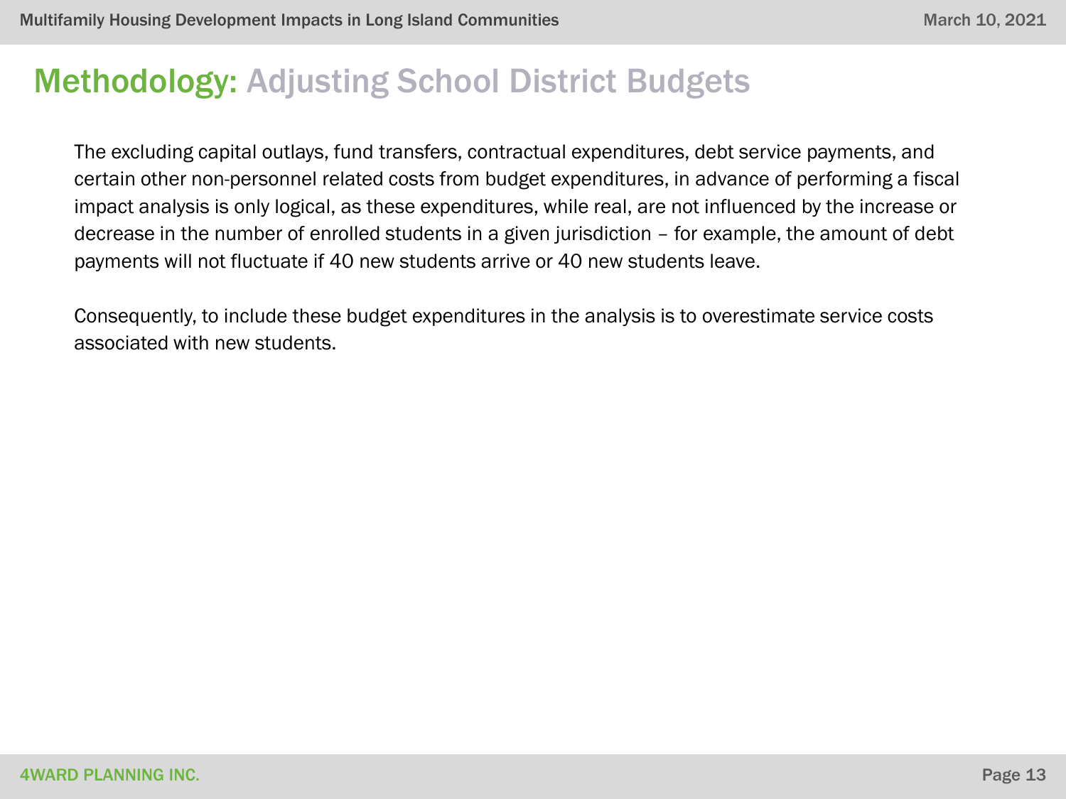# Methodology: Adjusting School District Budgets

The excluding capital outlays, fund transfers, contractual expenditures, debt service payments, and certain other non-personnel related costs from budget expenditures, in advance of performing a fiscal impact analysis is only logical, as these expenditures, while real, are not influenced by the increase or decrease in the number of enrolled students in a given jurisdiction – for example, the amount of debt payments will not fluctuate if 40 new students arrive or 40 new students leave.

Consequently, to include these budget expenditures in the analysis is to overestimate service costs associated with new students.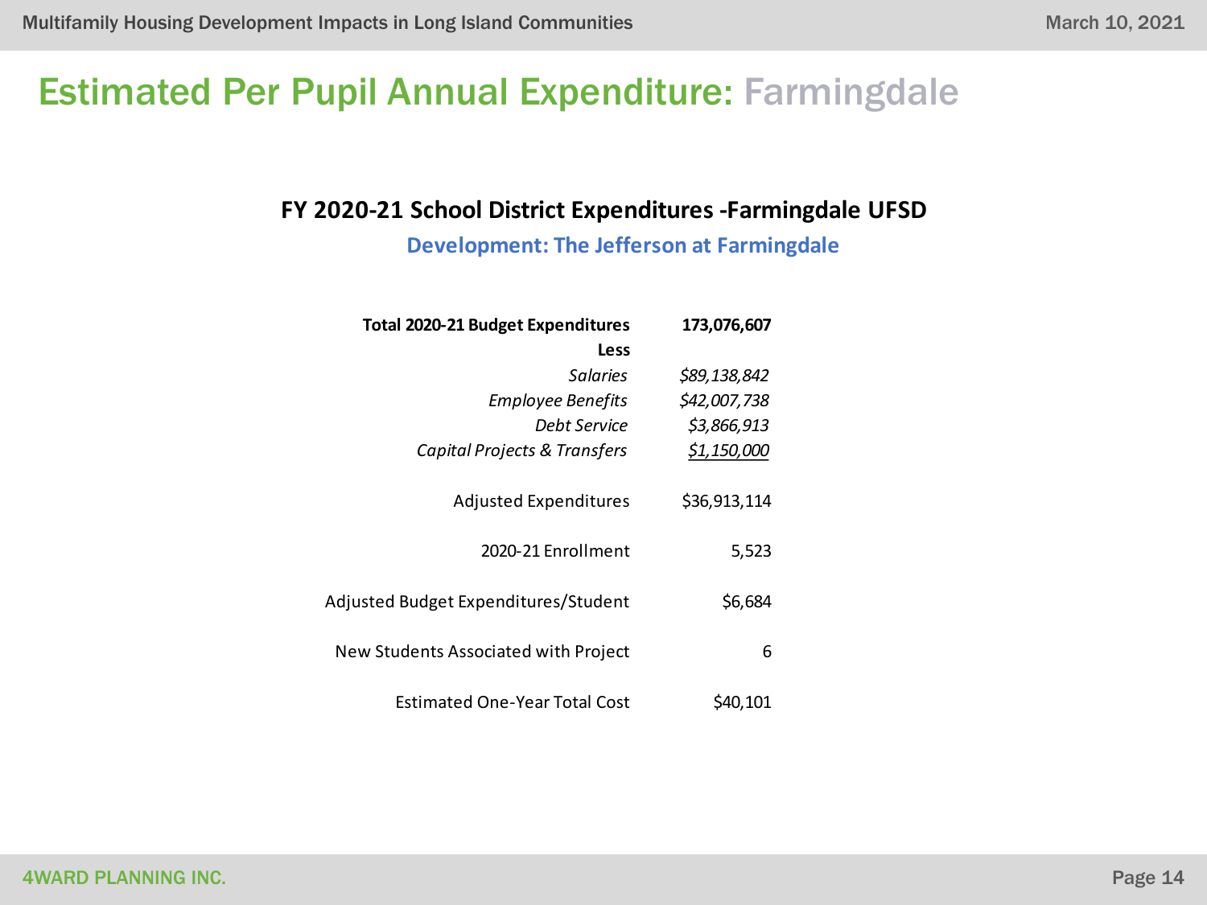# Estimated Per Pupil Annual Expenditure: Farmingdale

## FY 2020-21 School District Expenditures -Farmingdale UFSD

### Development: The Jefferson at Farmingdale

| | |
|---|---|
| **Total 2020-21 Budget Expenditures** | **173,076,607** |
| **Less** | |
| *Salaries* | *$89,138,842* |
| *Employee Benefits* | *$42,007,738* |
| *Debt Service* | *$3,866,913* |
| *Capital Projects & Transfers* | *$1,150,000* |
| Adjusted Expenditures | $36,913,114 |
| 2020-21 Enrollment | 5,523 |
| Adjusted Budget Expenditures/Student | $6,684 |
| New Students Associated with Project | 6 |
| Estimated One-Year Total Cost | $40,101 |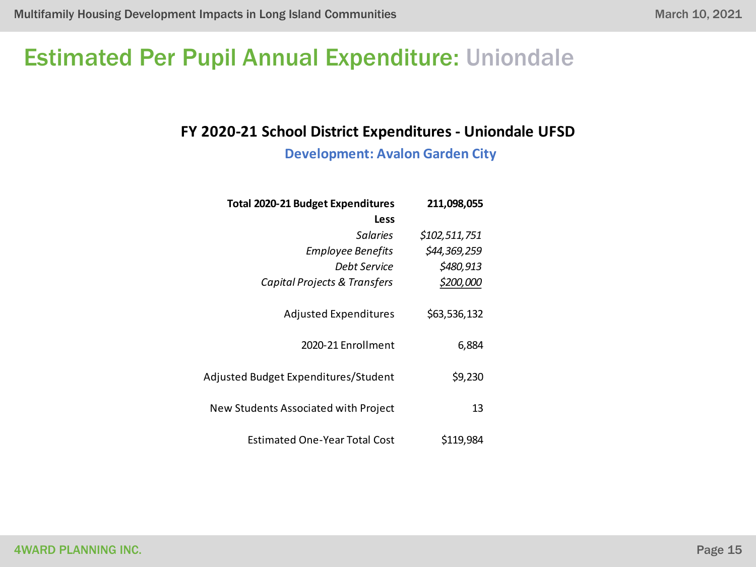# Estimated Per Pupil Annual Expenditure: Uniondale

**FY 2020-21 School District Expenditures - Uniondale UFSD**

**Development: Avalon Garden City**

| | |
|---|---|
| **Total 2020-21 Budget Expenditures** | **211,098,055** |
| **Less** | |
| *Salaries* | *$102,511,751* |
| *Employee Benefits* | *$44,369,259* |
| *Debt Service* | *$480,913* |
| *Capital Projects & Transfers* | *$200,000* |
| Adjusted Expenditures | $63,536,132 |
| 2020-21 Enrollment | 6,884 |
| Adjusted Budget Expenditures/Student | $9,230 |
| New Students Associated with Project | 13 |
| Estimated One-Year Total Cost | $119,984 |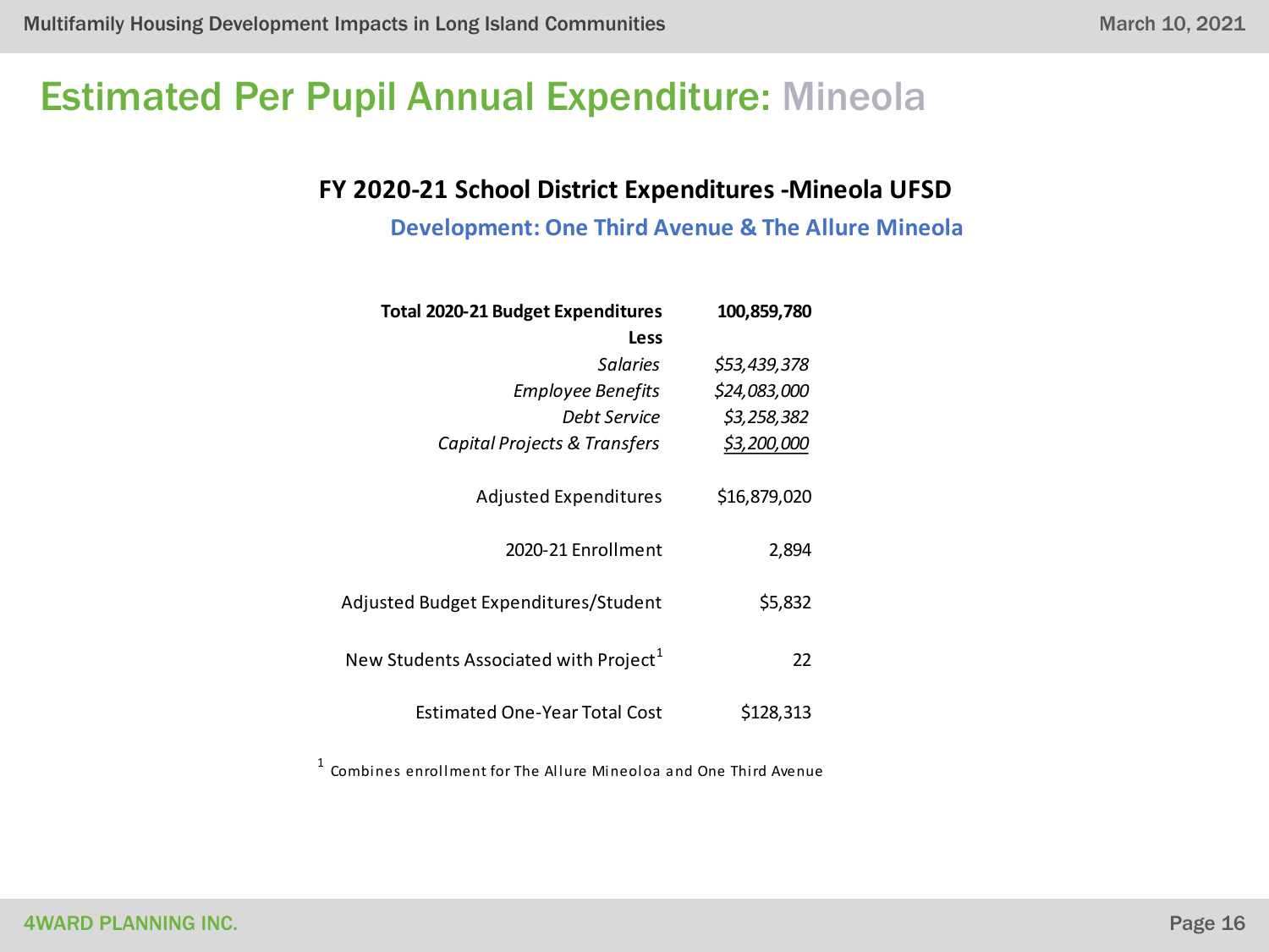# Estimated Per Pupil Annual Expenditure: Mineola

### FY 2020-21 School District Expenditures -Mineola UFSD

**Development: One Third Avenue & The Allure Mineola**

| | |
|---|---|
| **Total 2020-21 Budget Expenditures** | **100,859,780** |
| **Less** | |
| *Salaries* | *$53,439,378* |
| *Employee Benefits* | *$24,083,000* |
| *Debt Service* | *$3,258,382* |
| *Capital Projects & Transfers* | *$3,200,000* |
| Adjusted Expenditures | $16,879,020 |
| 2020-21 Enrollment | 2,894 |
| Adjusted Budget Expenditures/Student | $5,832 |
| New Students Associated with Project[1] | 22 |
| Estimated One-Year Total Cost | $128,313 |

[1] Combines enrollment for The Allure Mineoloa and One Third Avenue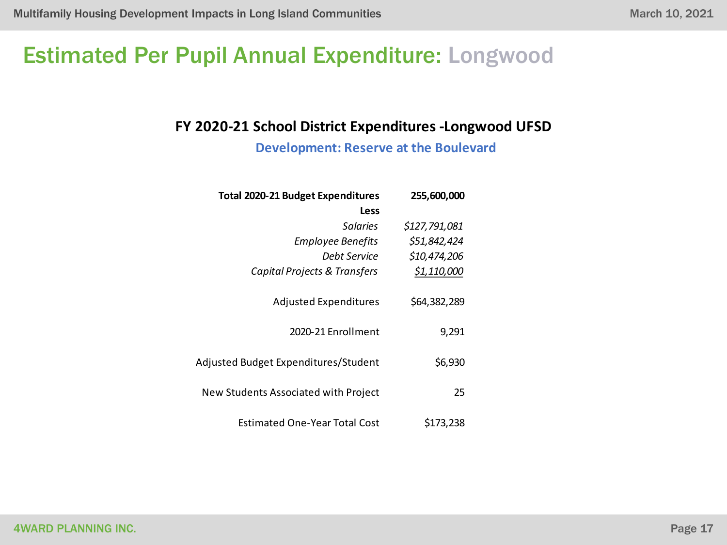# Estimated Per Pupil Annual Expenditure: Longwood

### FY 2020-21 School District Expenditures -Longwood UFSD

**Development: Reserve at the Boulevard**

| | |
|---|---|
| **Total 2020-21 Budget Expenditures** | **255,600,000** |
| **Less** | |
| *Salaries* | *$127,791,081* |
| *Employee Benefits* | *$51,842,424* |
| *Debt Service* | *$10,474,206* |
| *Capital Projects & Transfers* | *$1,110,000* |
| Adjusted Expenditures | $64,382,289 |
| 2020-21 Enrollment | 9,291 |
| Adjusted Budget Expenditures/Student | $6,930 |
| New Students Associated with Project | 25 |
| Estimated One-Year Total Cost | $173,238 |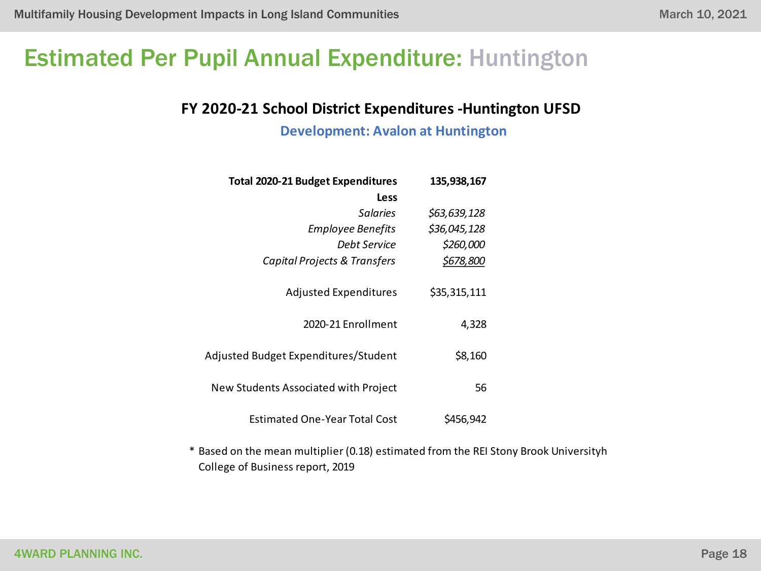# Estimated Per Pupil Annual Expenditure: Huntington

## FY 2020-21 School District Expenditures -Huntington UFSD

### Development: Avalon at Huntington

| | |
|---|---|
| **Total 2020-21 Budget Expenditures** | **135,938,167** |
| **Less** | |
| *Salaries* | *$63,639,128* |
| *Employee Benefits* | *$36,045,128* |
| *Debt Service* | *$260,000* |
| *Capital Projects & Transfers* | *$678,800* |
| Adjusted Expenditures | $35,315,111 |
| 2020-21 Enrollment | 4,328 |
| Adjusted Budget Expenditures/Student | $8,160 |
| New Students Associated with Project | 56 |
| Estimated One-Year Total Cost | $456,942 |

\* Based on the mean multiplier (0.18) estimated from the REI Stony Brook Universityh College of Business report, 2019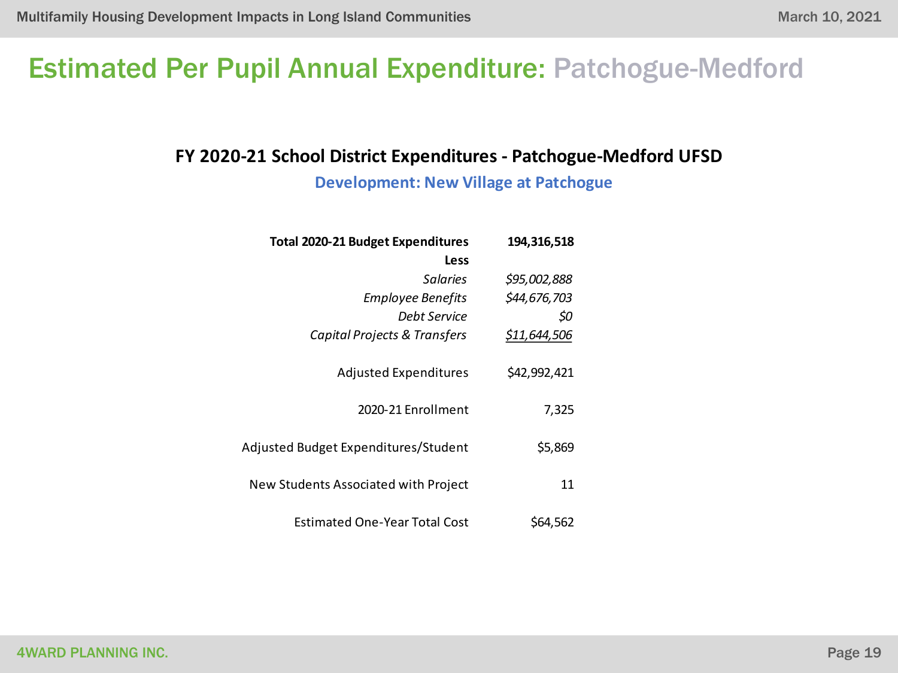# Estimated Per Pupil Annual Expenditure: Patchogue-Medford

## FY 2020-21 School District Expenditures - Patchogue-Medford UFSD

### Development: New Village at Patchogue

| | |
|---|---|
| **Total 2020-21 Budget Expenditures** | **194,316,518** |
| **Less** | |
| *Salaries* | *$95,002,888* |
| *Employee Benefits* | *$44,676,703* |
| *Debt Service* | *$0* |
| *Capital Projects & Transfers* | *$11,644,506* |
| Adjusted Expenditures | $42,992,421 |
| 2020-21 Enrollment | 7,325 |
| Adjusted Budget Expenditures/Student | $5,869 |
| New Students Associated with Project | 11 |
| Estimated One-Year Total Cost | $64,562 |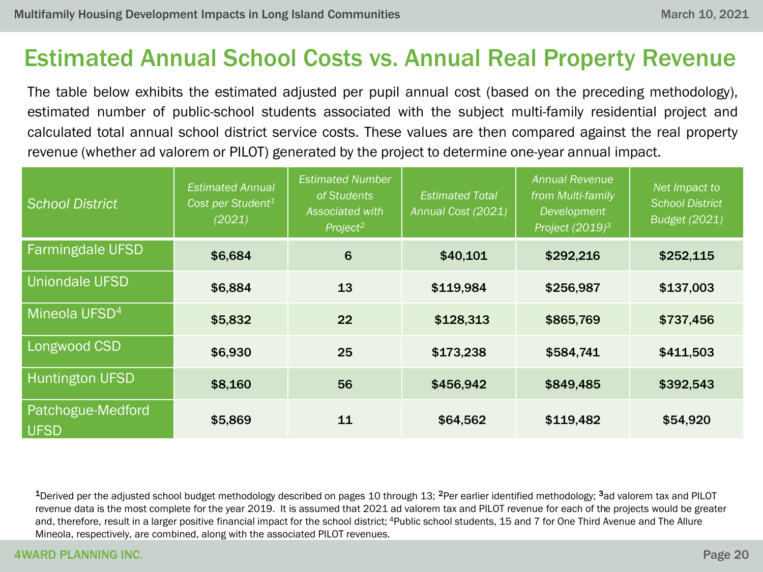# Estimated Annual School Costs vs. Annual Real Property Revenue

The table below exhibits the estimated adjusted per pupil annual cost (based on the preceding methodology), estimated number of public-school students associated with the subject multi-family residential project and calculated total annual school district service costs. These values are then compared against the real property revenue (whether ad valorem or PILOT) generated by the project to determine one-year annual impact.

| *School District* | *Estimated Annual Cost per Student[1] (2021)* | *Estimated Number of Students Associated with Project[2]* | *Estimated Total Annual Cost (2021)* | *Annual Revenue from Multi-family Development Project (2019)[3]* | *Net Impact to School District Budget (2021)* |
|---|---|---|---|---|---|
| Farmingdale UFSD | **$6,684** | **6** | **$40,101** | **$292,216** | **$252,115** |
| Uniondale UFSD | **$6,884** | **13** | **$119,984** | **$256,987** | **$137,003** |
| Mineola UFSD[4] | **$5,832** | **22** | **$128,313** | **$865,769** | **$737,456** |
| Longwood CSD | **$6,930** | **25** | **$173,238** | **$584,741** | **$411,503** |
| Huntington UFSD | **$8,160** | **56** | **$456,942** | **$849,485** | **$392,543** |
| Patchogue-Medford UFSD | **$5,869** | **11** | **$64,562** | **$119,482** | **$54,920** |

**1**Derived per the adjusted school budget methodology described on pages 10 through 13; **2**Per earlier identified methodology; **3**ad valorem tax and PILOT revenue data is the most complete for the year 2019. It is assumed that 2021 ad valorem tax and PILOT revenue for each of the projects would be greater and, therefore, result in a larger positive financial impact for the school district; 4Public school students, 15 and 7 for One Third Avenue and The Allure Mineola, respectively, are combined, along with the associated PILOT revenues.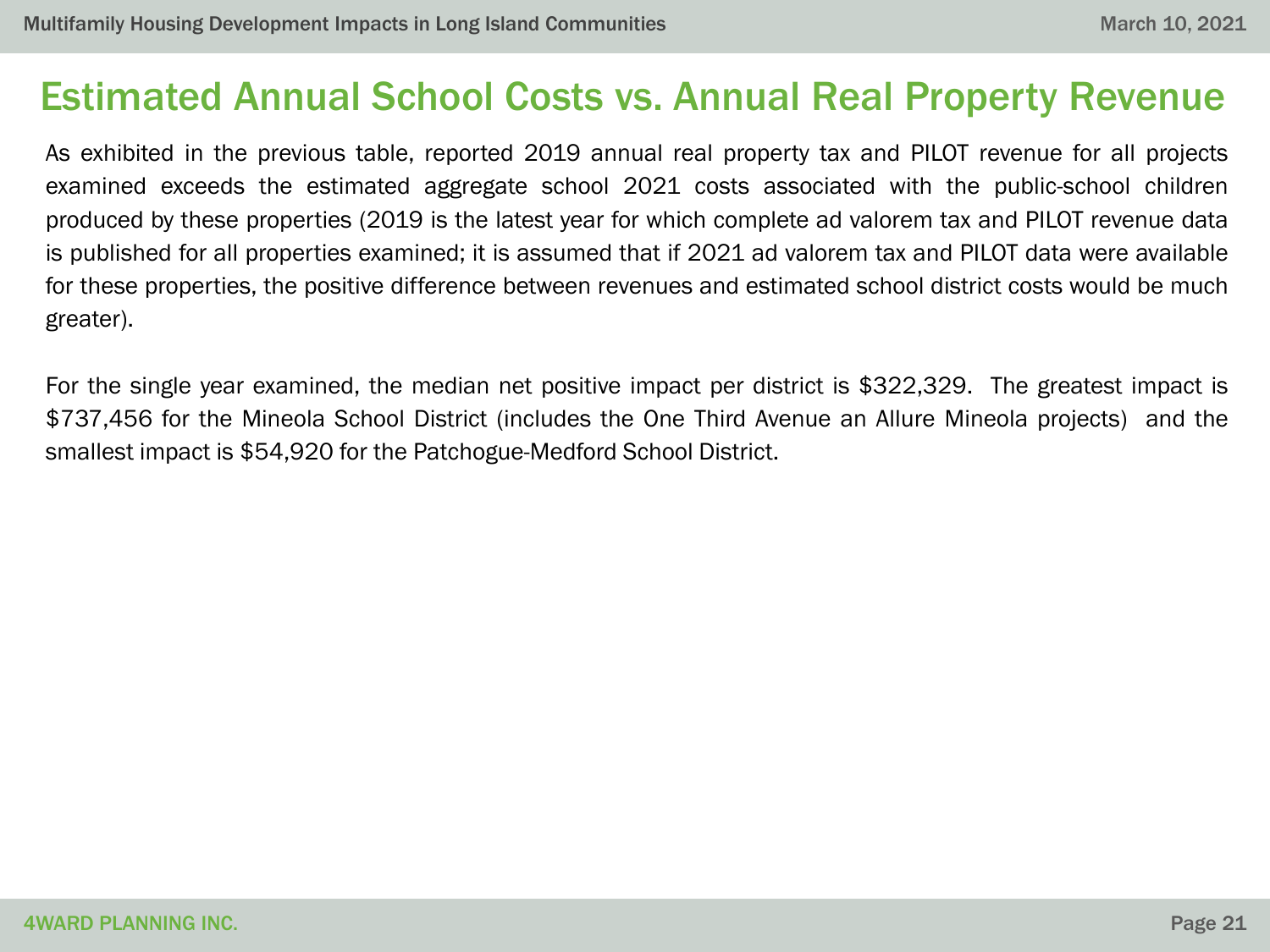# Estimated Annual School Costs vs. Annual Real Property Revenue

As exhibited in the previous table, reported 2019 annual real property tax and PILOT revenue for all projects examined exceeds the estimated aggregate school 2021 costs associated with the public-school children produced by these properties (2019 is the latest year for which complete ad valorem tax and PILOT revenue data is published for all properties examined; it is assumed that if 2021 ad valorem tax and PILOT data were available for these properties, the positive difference between revenues and estimated school district costs would be much greater).

For the single year examined, the median net positive impact per district is $322,329. The greatest impact is $737,456 for the Mineola School District (includes the One Third Avenue an Allure Mineola projects) and the smallest impact is $54,920 for the Patchogue-Medford School District.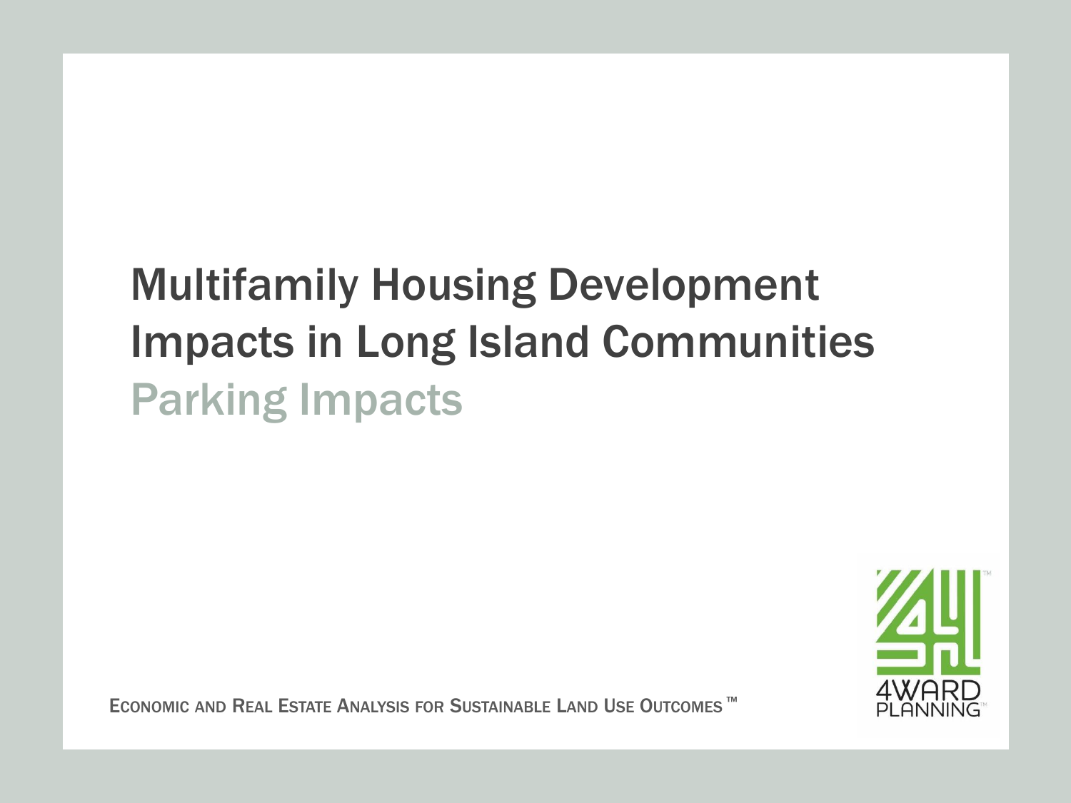# Multifamily Housing Development Impacts in Long Island Communities

## Parking Impacts

ECONOMIC AND REAL ESTATE ANALYSIS FOR SUSTAINABLE LAND USE OUTCOMES ™

4WARD PLANNING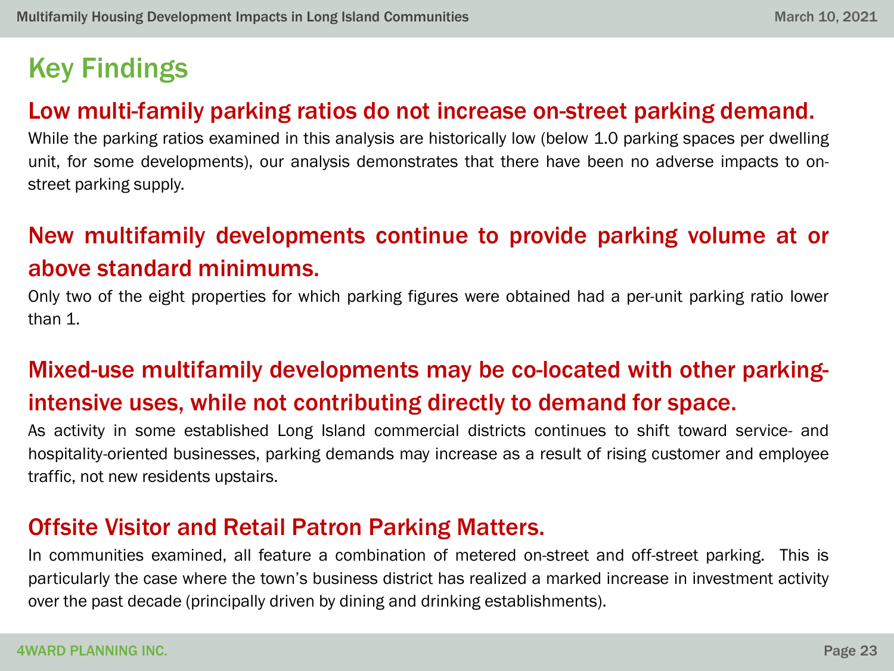## Key Findings

### Low multi-family parking ratios do not increase on-street parking demand.

While the parking ratios examined in this analysis are historically low (below 1.0 parking spaces per dwelling unit, for some developments), our analysis demonstrates that there have been no adverse impacts to on-street parking supply.

### New multifamily developments continue to provide parking volume at or above standard minimums.

Only two of the eight properties for which parking figures were obtained had a per-unit parking ratio lower than 1.

### Mixed-use multifamily developments may be co-located with other parking-intensive uses, while not contributing directly to demand for space.

As activity in some established Long Island commercial districts continues to shift toward service- and hospitality-oriented businesses, parking demands may increase as a result of rising customer and employee traffic, not new residents upstairs.

### Offsite Visitor and Retail Patron Parking Matters.

In communities examined, all feature a combination of metered on-street and off-street parking. This is particularly the case where the town's business district has realized a marked increase in investment activity over the past decade (principally driven by dining and drinking establishments).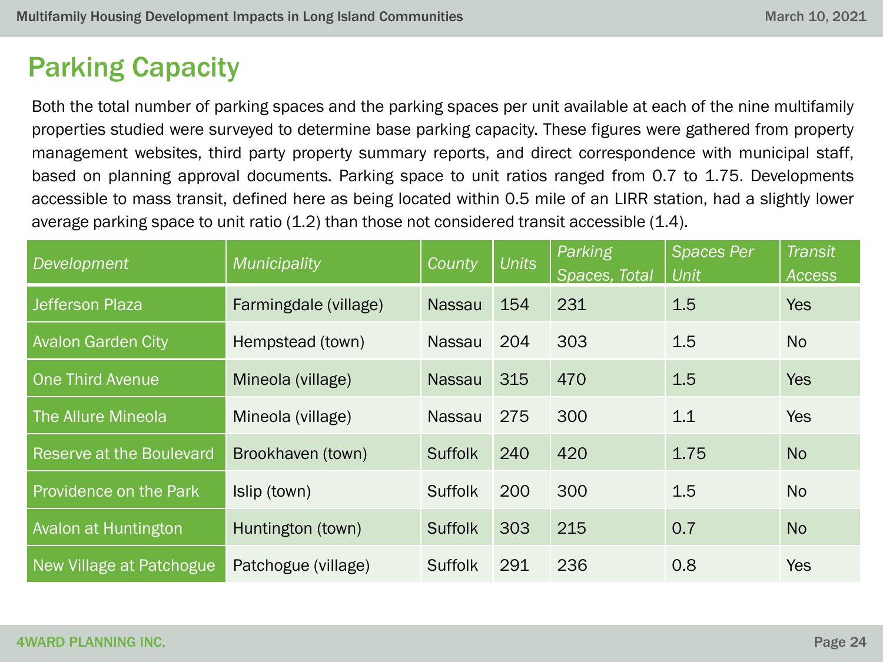## Parking Capacity

Both the total number of parking spaces and the parking spaces per unit available at each of the nine multifamily properties studied were surveyed to determine base parking capacity. These figures were gathered from property management websites, third party property summary reports, and direct correspondence with municipal staff, based on planning approval documents. Parking space to unit ratios ranged from 0.7 to 1.75. Developments accessible to mass transit, defined here as being located within 0.5 mile of an LIRR station, had a slightly lower average parking space to unit ratio (1.2) than those not considered transit accessible (1.4).

| *Development* | *Municipality* | *County* | *Units* | *Parking Spaces, Total* | *Spaces Per Unit* | *Transit Access* |
|---|---|---|---|---|---|---|
| Jefferson Plaza | Farmingdale (village) | Nassau | 154 | 231 | 1.5 | Yes |
| Avalon Garden City | Hempstead (town) | Nassau | 204 | 303 | 1.5 | No |
| One Third Avenue | Mineola (village) | Nassau | 315 | 470 | 1.5 | Yes |
| The Allure Mineola | Mineola (village) | Nassau | 275 | 300 | 1.1 | Yes |
| Reserve at the Boulevard | Brookhaven (town) | Suffolk | 240 | 420 | 1.75 | No |
| Providence on the Park | Islip (town) | Suffolk | 200 | 300 | 1.5 | No |
| Avalon at Huntington | Huntington (town) | Suffolk | 303 | 215 | 0.7 | No |
| New Village at Patchogue | Patchogue (village) | Suffolk | 291 | 236 | 0.8 | Yes |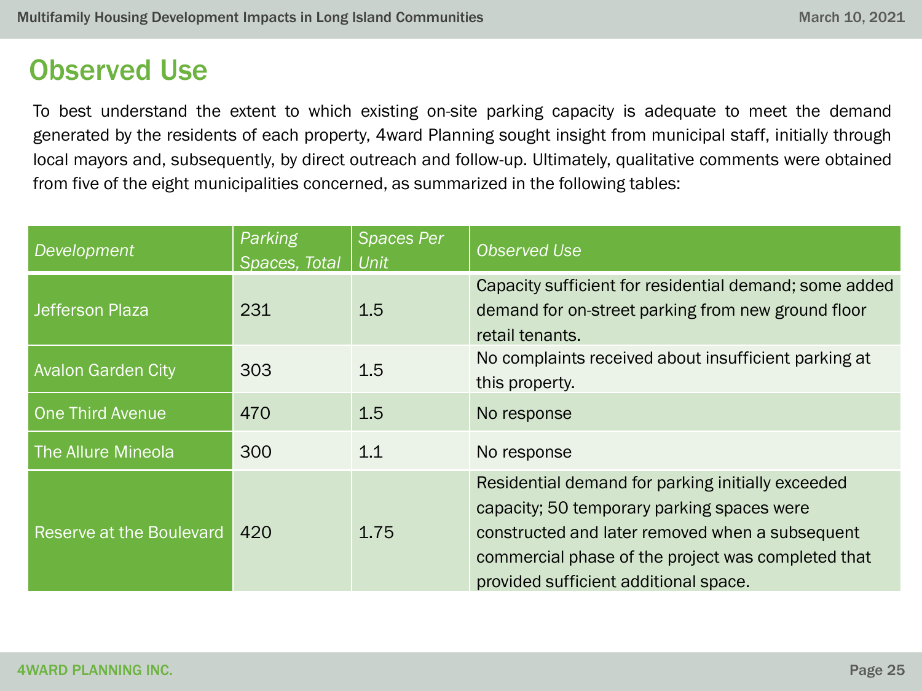## Observed Use

To best understand the extent to which existing on-site parking capacity is adequate to meet the demand generated by the residents of each property, 4ward Planning sought insight from municipal staff, initially through local mayors and, subsequently, by direct outreach and follow-up. Ultimately, qualitative comments were obtained from five of the eight municipalities concerned, as summarized in the following tables:

| *Development* | *Parking Spaces, Total* | *Spaces Per Unit* | *Observed Use* |
|---|---|---|---|
| Jefferson Plaza | 231 | 1.5 | Capacity sufficient for residential demand; some added demand for on-street parking from new ground floor retail tenants. |
| Avalon Garden City | 303 | 1.5 | No complaints received about insufficient parking at this property. |
| One Third Avenue | 470 | 1.5 | No response |
| The Allure Mineola | 300 | 1.1 | No response |
| Reserve at the Boulevard | 420 | 1.75 | Residential demand for parking initially exceeded capacity; 50 temporary parking spaces were constructed and later removed when a subsequent commercial phase of the project was completed that provided sufficient additional space. |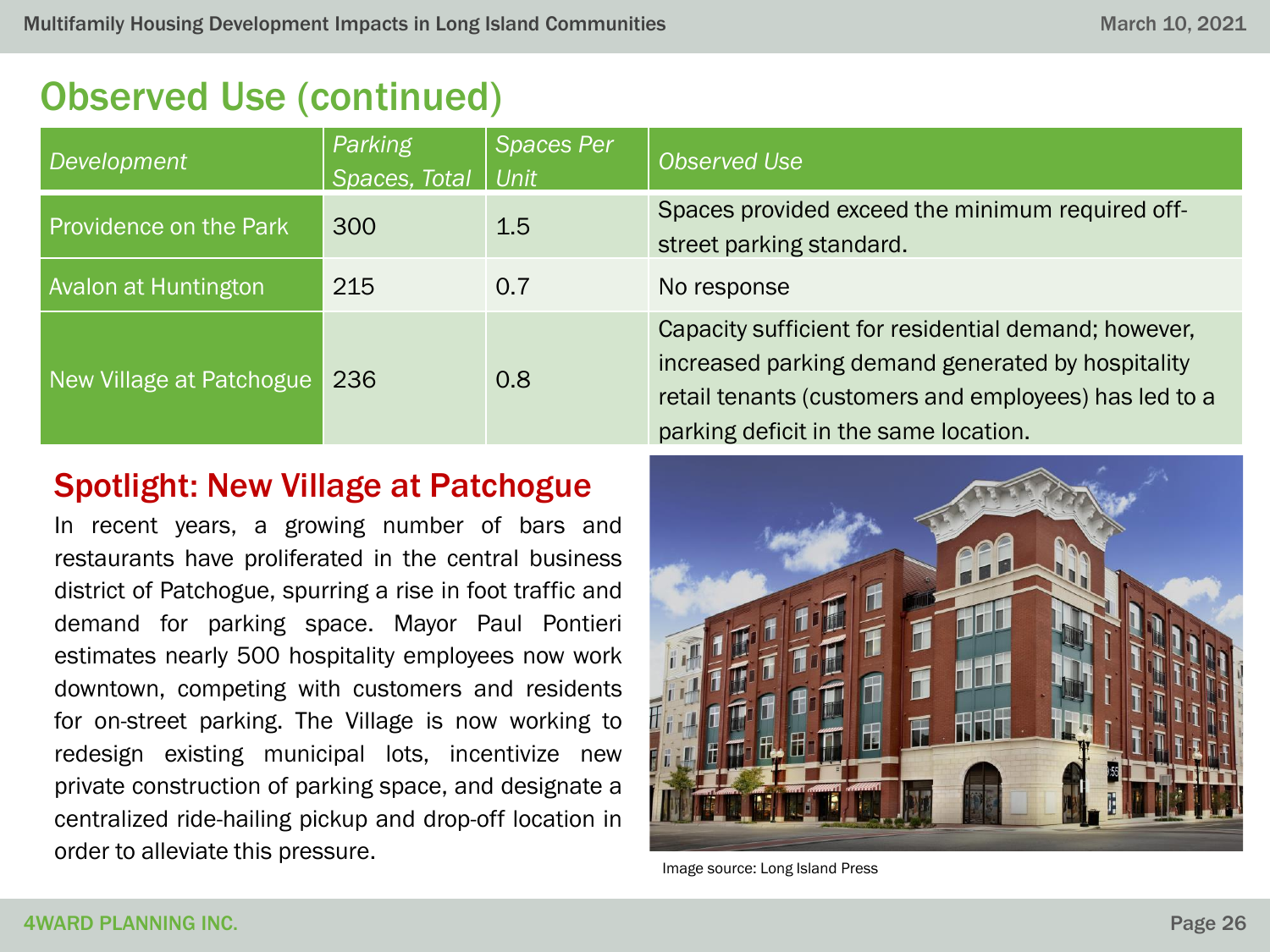## Observed Use (continued)

| Development | Parking Spaces, Total | Spaces Per Unit | Observed Use |
|---|---|---|---|
| Providence on the Park | 300 | 1.5 | Spaces provided exceed the minimum required off-street parking standard. |
| Avalon at Huntington | 215 | 0.7 | No response |
| New Village at Patchogue | 236 | 0.8 | Capacity sufficient for residential demand; however, increased parking demand generated by hospitality retail tenants (customers and employees) has led to a parking deficit in the same location. |

### Spotlight: New Village at Patchogue

In recent years, a growing number of bars and restaurants have proliferated in the central business district of Patchogue, spurring a rise in foot traffic and demand for parking space. Mayor Paul Pontieri estimates nearly 500 hospitality employees now work downtown, competing with customers and residents for on-street parking. The Village is now working to redesign existing municipal lots, incentivize new private construction of parking space, and designate a centralized ride-hailing pickup and drop-off location in order to alleviate this pressure.

Image source: Long Island Press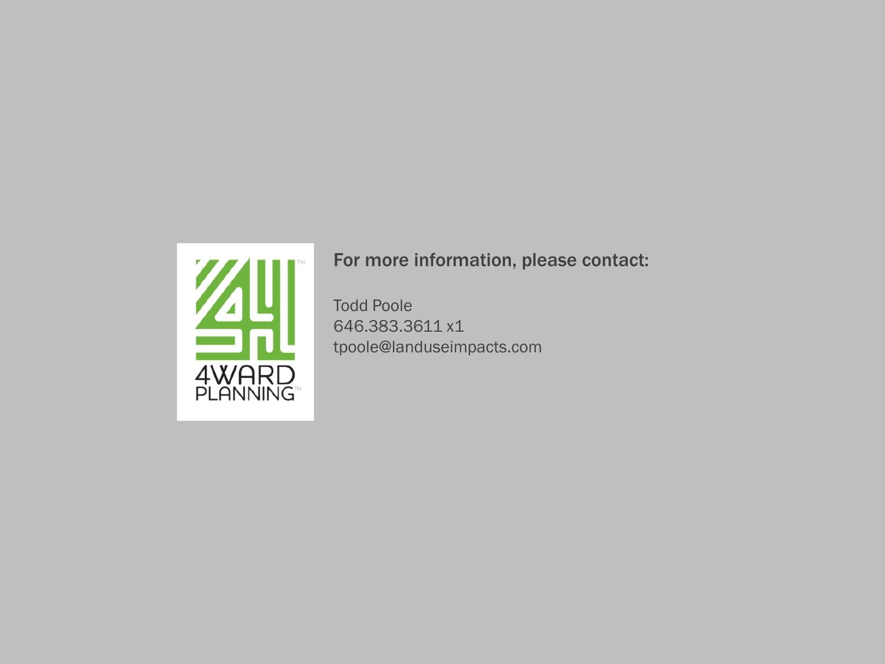4WARD PLANNING

For more information, please contact:

Todd Poole
646.383.3611 x1
tpoole@landuseimpacts.com